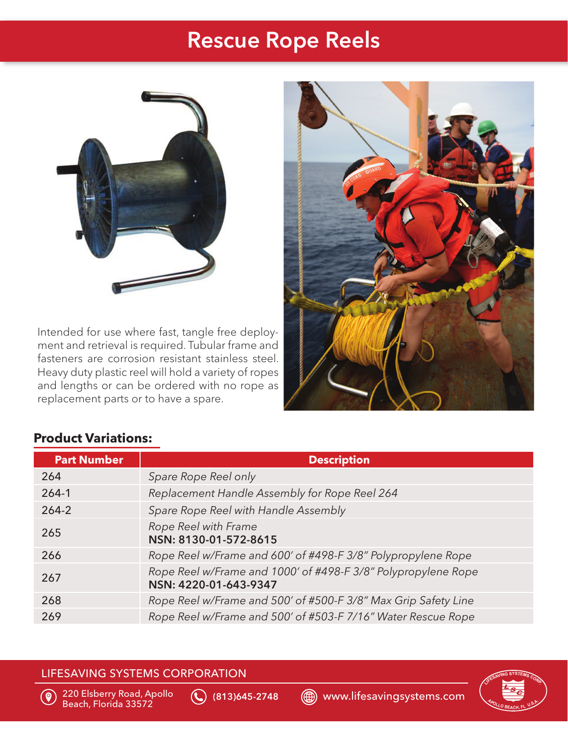# Rescue Rope Reels

Intended for use where fast, tangle free deployment and retrieval is required. Tubular frame and fasteners are corrosion resistant stainless steel. Heavy duty plastic reel will hold a variety of ropes and lengths or can be ordered with no rope as replacement parts or to have a spare.

## Product Variations:

| Part Number | Description |
|---|---|
| 264 | *Spare Rope Reel only* |
| 264-1 | *Replacement Handle Assembly for Rope Reel 264* |
| 264-2 | *Spare Rope Reel with Handle Assembly* |
| 265 | *Rope Reel with Frame* **NSN: 8130-01-572-8615** |
| 266 | *Rope Reel w/Frame and 600' of #498-F 3/8" Polypropylene Rope* |
| 267 | *Rope Reel w/Frame and 1000' of #498-F 3/8" Polypropylene Rope* **NSN: 4220-01-643-9347** |
| 268 | *Rope Reel w/Frame and 500' of #500-F 3/8" Max Grip Safety Line* |
| 269 | *Rope Reel w/Frame and 500' of #503-F 7/16" Water Rescue Rope* |

LIFESAVING SYSTEMS CORPORATION

220 Elsberry Road, Apollo Beach, Florida 33572

(813)645-2748

www.lifesavingsystems.com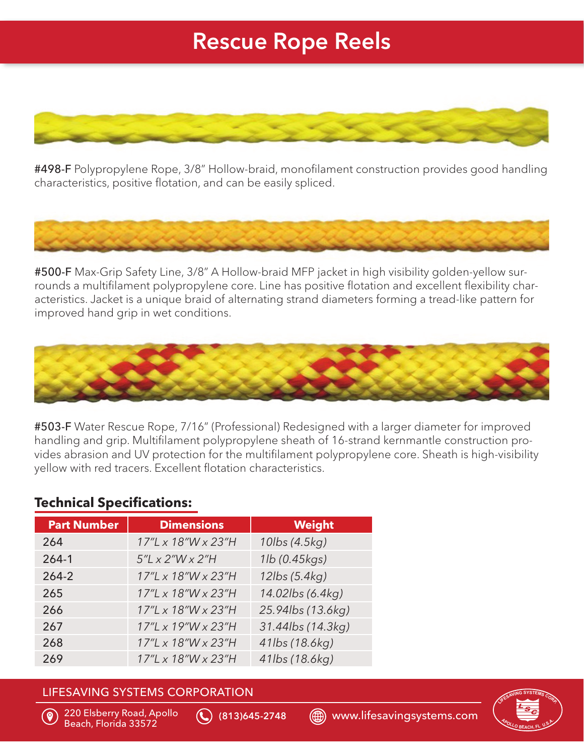# Rescue Rope Reels

**#498-F** Polypropylene Rope, 3/8" Hollow-braid, monofilament construction provides good handling characteristics, positive flotation, and can be easily spliced.

**#500-F** Max-Grip Safety Line, 3/8" A Hollow-braid MFP jacket in high visibility golden-yellow surrounds a multifilament polypropylene core. Line has positive flotation and excellent flexibility characteristics. Jacket is a unique braid of alternating strand diameters forming a tread-like pattern for improved hand grip in wet conditions.

**#503-F** Water Rescue Rope, 7/16" (Professional) Redesigned with a larger diameter for improved handling and grip. Multifilament polypropylene sheath of 16-strand kernmantle construction provides abrasion and UV protection for the multifilament polypropylene core. Sheath is high-visibility yellow with red tracers. Excellent flotation characteristics.

## Technical Specifications:

| Part Number | Dimensions | Weight |
|---|---|---|
| 264 | *17"L x 18"W x 23"H* | *10lbs (4.5kg)* |
| 264-1 | *5"L x 2"W x 2"H* | *1lb (0.45kgs)* |
| 264-2 | *17"L x 18"W x 23"H* | *12lbs (5.4kg)* |
| 265 | *17"L x 18"W x 23"H* | *14.02lbs (6.4kg)* |
| 266 | *17"L x 18"W x 23"H* | *25.94lbs (13.6kg)* |
| 267 | *17"L x 19"W x 23"H* | *31.44lbs (14.3kg)* |
| 268 | *17"L x 18"W x 23"H* | *41lbs (18.6kg)* |
| 269 | *17"L x 18"W x 23"H* | *41lbs (18.6kg)* |

LIFESAVING SYSTEMS CORPORATION

220 Elsberry Road, Apollo Beach, Florida 33572

(813)645-2748

www.lifesavingsystems.com